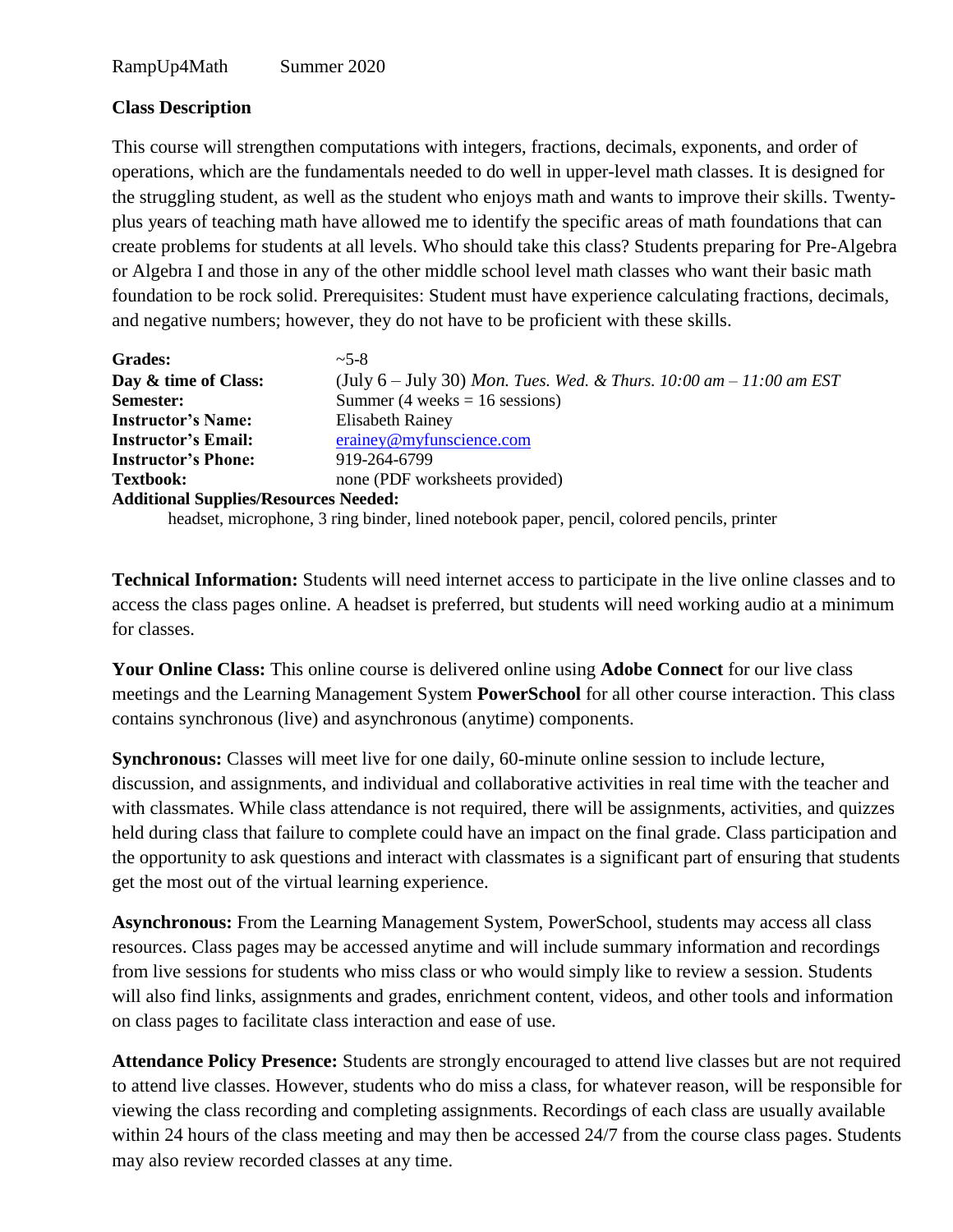RampUp4Math Summer 2020

**Class Description**

This course will strengthen computations with integers, fractions, decimals, exponents, and order of operations, which are the fundamentals needed to do well in upper-level math classes. It is designed for the struggling student, as well as the student who enjoys math and wants to improve their skills. Twenty-plus years of teaching math have allowed me to identify the specific areas of math foundations that can create problems for students at all levels. Who should take this class? Students preparing for Pre-Algebra or Algebra I and those in any of the other middle school level math classes who want their basic math foundation to be rock solid. Prerequisites: Student must have experience calculating fractions, decimals, and negative numbers; however, they do not have to be proficient with these skills.

**Grades:** ~5-8
**Day & time of Class:** (July 6 – July 30) *Mon. Tues. Wed. & Thurs. 10:00 am – 11:00 am EST*
**Semester:** Summer (4 weeks = 16 sessions)
**Instructor's Name:** Elisabeth Rainey
**Instructor's Email:** erainey@myfunscience.com
**Instructor's Phone:** 919-264-6799
**Textbook:** none (PDF worksheets provided)
**Additional Supplies/Resources Needed:**
headset, microphone, 3 ring binder, lined notebook paper, pencil, colored pencils, printer

**Technical Information:** Students will need internet access to participate in the live online classes and to access the class pages online. A headset is preferred, but students will need working audio at a minimum for classes.

**Your Online Class:** This online course is delivered online using **Adobe Connect** for our live class meetings and the Learning Management System **PowerSchool** for all other course interaction. This class contains synchronous (live) and asynchronous (anytime) components.

**Synchronous:** Classes will meet live for one daily, 60-minute online session to include lecture, discussion, and assignments, and individual and collaborative activities in real time with the teacher and with classmates. While class attendance is not required, there will be assignments, activities, and quizzes held during class that failure to complete could have an impact on the final grade. Class participation and the opportunity to ask questions and interact with classmates is a significant part of ensuring that students get the most out of the virtual learning experience.

**Asynchronous:** From the Learning Management System, PowerSchool, students may access all class resources. Class pages may be accessed anytime and will include summary information and recordings from live sessions for students who miss class or who would simply like to review a session. Students will also find links, assignments and grades, enrichment content, videos, and other tools and information on class pages to facilitate class interaction and ease of use.

**Attendance Policy Presence:** Students are strongly encouraged to attend live classes but are not required to attend live classes. However, students who do miss a class, for whatever reason, will be responsible for viewing the class recording and completing assignments. Recordings of each class are usually available within 24 hours of the class meeting and may then be accessed 24/7 from the course class pages. Students may also review recorded classes at any time.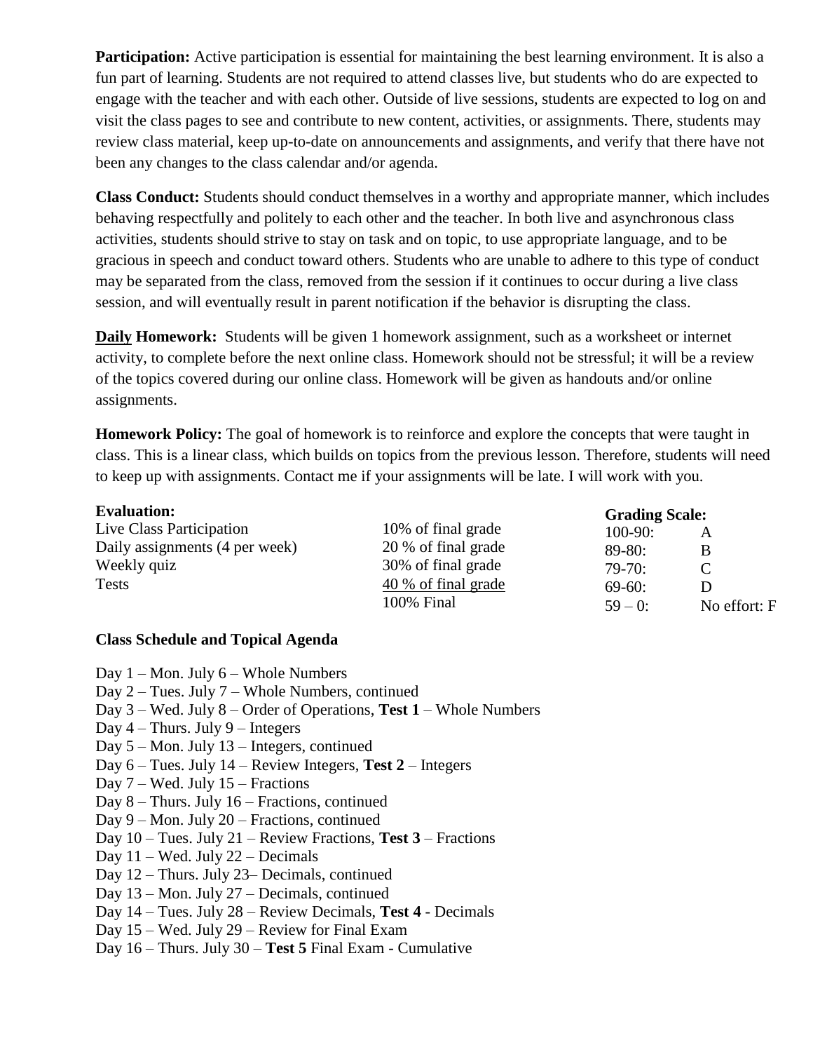**Participation:** Active participation is essential for maintaining the best learning environment. It is also a fun part of learning. Students are not required to attend classes live, but students who do are expected to engage with the teacher and with each other. Outside of live sessions, students are expected to log on and visit the class pages to see and contribute to new content, activities, or assignments. There, students may review class material, keep up-to-date on announcements and assignments, and verify that there have not been any changes to the class calendar and/or agenda.

**Class Conduct:** Students should conduct themselves in a worthy and appropriate manner, which includes behaving respectfully and politely to each other and the teacher. In both live and asynchronous class activities, students should strive to stay on task and on topic, to use appropriate language, and to be gracious in speech and conduct toward others. Students who are unable to adhere to this type of conduct may be separated from the class, removed from the session if it continues to occur during a live class session, and will eventually result in parent notification if the behavior is disrupting the class.

**<u>Daily</u> Homework:** Students will be given 1 homework assignment, such as a worksheet or internet activity, to complete before the next online class. Homework should not be stressful; it will be a review of the topics covered during our online class. Homework will be given as handouts and/or online assignments.

**Homework Policy:** The goal of homework is to reinforce and explore the concepts that were taught in class. This is a linear class, which builds on topics from the previous lesson. Therefore, students will need to keep up with assignments. Contact me if your assignments will be late. I will work with you.

**Evaluation:**

| | |
|---|---|
| Live Class Participation | 10% of final grade |
| Daily assignments (4 per week) | 20 % of final grade |
| Weekly quiz | 30% of final grade |
| Tests | 40 % of final grade |
| | 100% Final |

**Grading Scale:**

| | |
|---|---|
| 100-90: | A |
| 89-80: | B |
| 79-70: | C |
| 69-60: | D |
| 59 – 0: | No effort: F |

**Class Schedule and Topical Agenda**

Day 1 – Mon. July 6 – Whole Numbers
Day 2 – Tues. July 7 – Whole Numbers, continued
Day 3 – Wed. July 8 – Order of Operations, **Test 1** – Whole Numbers
Day 4 – Thurs. July 9 – Integers
Day 5 – Mon. July 13 – Integers, continued
Day 6 – Tues. July 14 – Review Integers, **Test 2** – Integers
Day 7 – Wed. July 15 – Fractions
Day 8 – Thurs. July 16 – Fractions, continued
Day 9 – Mon. July 20 – Fractions, continued
Day 10 – Tues. July 21 – Review Fractions, **Test 3** – Fractions
Day 11 – Wed. July 22 – Decimals
Day 12 – Thurs. July 23– Decimals, continued
Day 13 – Mon. July 27 – Decimals, continued
Day 14 – Tues. July 28 – Review Decimals, **Test 4** - Decimals
Day 15 – Wed. July 29 – Review for Final Exam
Day 16 – Thurs. July 30 – **Test 5** Final Exam - Cumulative